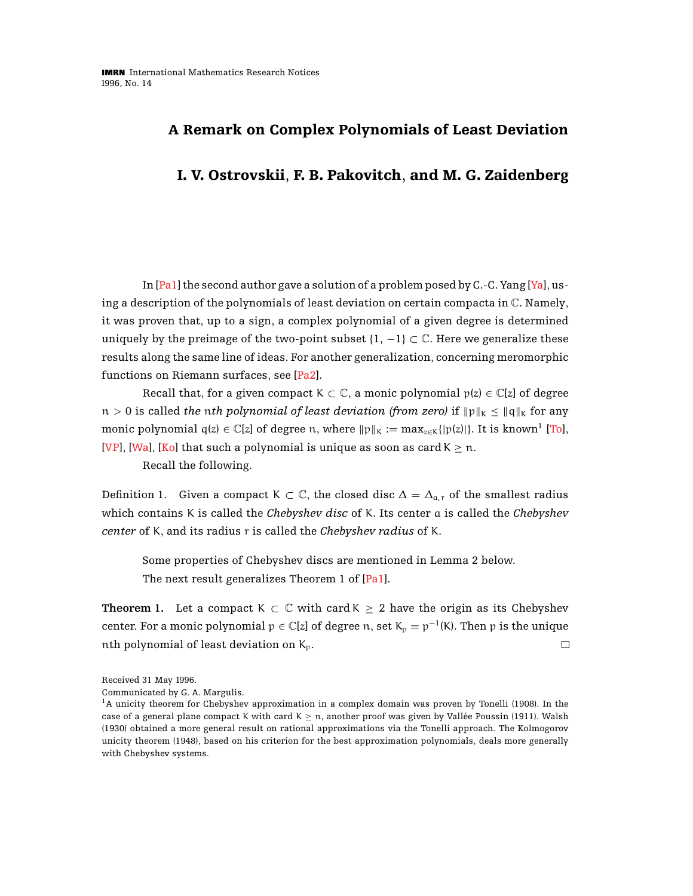# A Remark on Complex Polynomials of Least Deviation

## I. V. Ostrovskii, F. B. Pakovitch, and M. G. Zaidenberg

In [Pa1] the second author gave a solution of a problem posed by C.-C. Yang [Ya], using a description of the polynomials of least deviation on certain compacta in $\mathbb{C}$. Namely, it was proven that, up to a sign, a complex polynomial of a given degree is determined uniquely by the preimage of the two-point subset $\{1, -1\} \subset \mathbb{C}$. Here we generalize these results along the same line of ideas. For another generalization, concerning meromorphic functions on Riemann surfaces, see [Pa2].

Recall that, for a given compact $K \subset \mathbb{C}$, a monic polynomial $p(z) \in \mathbb{C}[z]$ of degree $n > 0$ is called *the* $n$*th polynomial of least deviation (from zero)* if $\|p\|_K \leq \|q\|_K$ for any monic polynomial $q(z) \in \mathbb{C}[z]$ of degree $n$, where $\|p\|_K := \max_{z \in K}\{|p(z)|\}$. It is known[1] [To], [VP], [Wa], [Ko] that such a polynomial is unique as soon as $\operatorname{card} K \geq n$.

Recall the following.

Definition 1. Given a compact $K \subset \mathbb{C}$, the closed disc $\Delta = \Delta_{a,r}$ of the smallest radius which contains $K$ is called the *Chebyshev disc* of $K$. Its center $a$ is called the *Chebyshev center* of $K$, and its radius $r$ is called the *Chebyshev radius* of $K$.

Some properties of Chebyshev discs are mentioned in Lemma 2 below.

The next result generalizes Theorem 1 of [Pa1].

**Theorem 1.** Let a compact $K \subset \mathbb{C}$ with $\operatorname{card} K \geq 2$ have the origin as its Chebyshev center. For a monic polynomial $p \in \mathbb{C}[z]$ of degree $n$, set $K_p = p^{-1}(K)$. Then $p$ is the unique $n$th polynomial of least deviation on $K_p$. □

Received 31 May 1996.
Communicated by G. A. Margulis.

[1] A unicity theorem for Chebyshev approximation in a complex domain was proven by Tonelli (1908). In the case of a general plane compact $K$ with $\operatorname{card} K \geq n$, another proof was given by Vallée Poussin (1911). Walsh (1930) obtained a more general result on rational approximations via the Tonelli approach. The Kolmogorov unicity theorem (1948), based on his criterion for the best approximation polynomials, deals more generally with Chebyshev systems.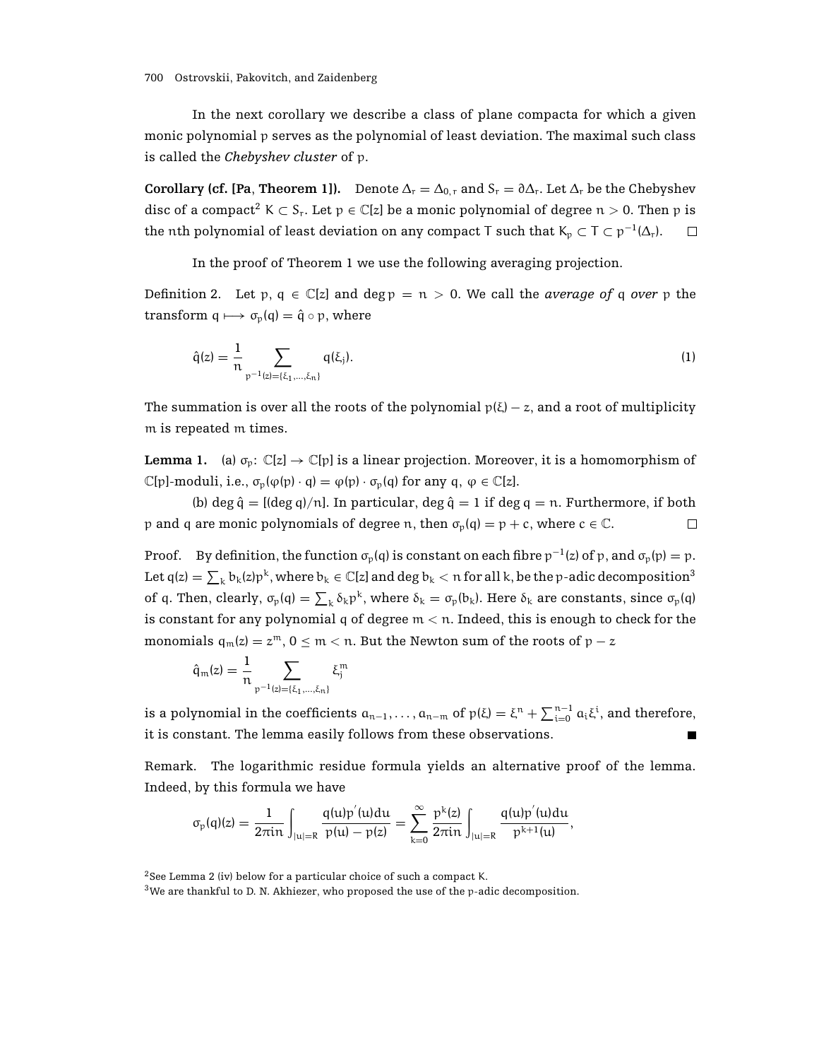In the next corollary we describe a class of plane compacta for which a given monic polynomial $p$ serves as the polynomial of least deviation. The maximal such class is called the *Chebyshev cluster* of $p$.

**Corollary (cf. [Pa, Theorem 1]).** Denote $\Delta_r = \Delta_{0,r}$ and $S_r = \partial\Delta_r$. Let $\Delta_r$ be the Chebyshev disc of a compact[2] $K \subset S_r$. Let $p \in \mathbb{C}[z]$ be a monic polynomial of degree $n > 0$. Then $p$ is the $n$th polynomial of least deviation on any compact $T$ such that $K_p \subset T \subset p^{-1}(\Delta_r)$. $\square$

In the proof of Theorem 1 we use the following averaging projection.

Definition 2. Let $p, q \in \mathbb{C}[z]$ and $\deg p = n > 0$. We call the *average of* $q$ *over* $p$ the transform $q \longmapsto \sigma_p(q) = \hat{q} \circ p$, where

$$\hat{q}(z) = \frac{1}{n} \sum_{p^{-1}(z)=\{\xi_1,\ldots,\xi_n\}} q(\xi_j). \tag{1}$$

The summation is over all the roots of the polynomial $p(\xi) - z$, and a root of multiplicity $m$ is repeated $m$ times.

**Lemma 1.** (a) $\sigma_p\colon \mathbb{C}[z] \to \mathbb{C}[p]$ is a linear projection. Moreover, it is a homomorphism of $\mathbb{C}[p]$-moduli, i.e., $\sigma_p(\varphi(p) \cdot q) = \varphi(p) \cdot \sigma_p(q)$ for any $q, \varphi \in \mathbb{C}[z]$.

(b) $\deg \hat{q} = [(\deg q)/n]$. In particular, $\deg \hat{q} = 1$ if $\deg q = n$. Furthermore, if both $p$ and $q$ are monic polynomials of degree $n$, then $\sigma_p(q) = p + c$, where $c \in \mathbb{C}$. $\square$

Proof. By definition, the function $\sigma_p(q)$ is constant on each fibre $p^{-1}(z)$ of $p$, and $\sigma_p(p) = p$. Let $q(z) = \sum_k b_k(z)p^k$, where $b_k \in \mathbb{C}[z]$ and $\deg b_k < n$ for all $k$, be the $p$-adic decomposition[3] of $q$. Then, clearly, $\sigma_p(q) = \sum_k \delta_k p^k$, where $\delta_k = \sigma_p(b_k)$. Here $\delta_k$ are constants, since $\sigma_p(q)$ is constant for any polynomial $q$ of degree $m < n$. Indeed, this is enough to check for the monomials $q_m(z) = z^m$, $0 \le m < n$. But the Newton sum of the roots of $p - z$

$$\hat{q}_m(z) = \frac{1}{n} \sum_{p^{-1}(z)=\{\xi_1,\ldots,\xi_n\}} \xi_j^m$$

is a polynomial in the coefficients $a_{n-1}, \ldots, a_{n-m}$ of $p(\xi) = \xi^n + \sum_{i=0}^{n-1} a_i \xi^i$, and therefore, it is constant. The lemma easily follows from these observations. $\blacksquare$

Remark. The logarithmic residue formula yields an alternative proof of the lemma. Indeed, by this formula we have

$$\sigma_p(q)(z) = \frac{1}{2\pi i n} \int_{|u|=R} \frac{q(u)p'(u)du}{p(u) - p(z)} = \sum_{k=0}^{\infty} \frac{p^k(z)}{2\pi i n} \int_{|u|=R} \frac{q(u)p'(u)du}{p^{k+1}(u)},$$

[2] See Lemma 2 (iv) below for a particular choice of such a compact $K$.

[3] We are thankful to D. N. Akhiezer, who proposed the use of the $p$-adic decomposition.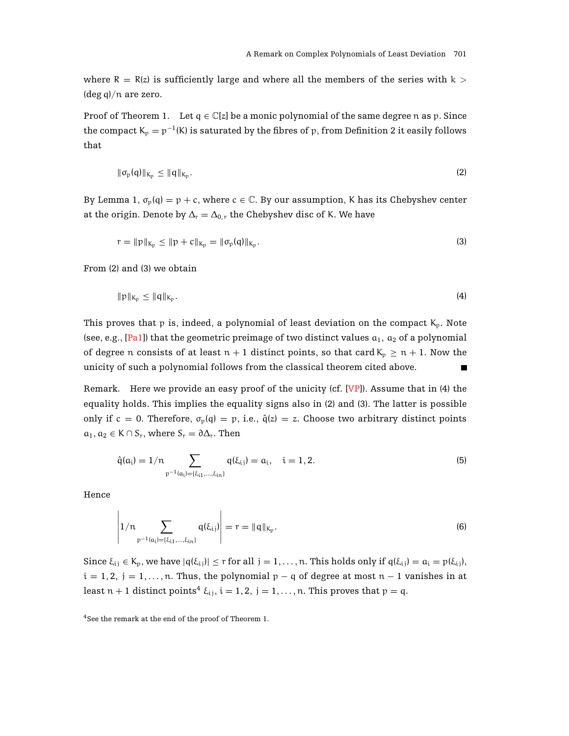where $R = R(z)$ is sufficiently large and where all the members of the series with $k > (\deg q)/n$ are zero.

*Proof of Theorem 1.* Let $q \in \mathbb{C}[z]$ be a monic polynomial of the same degree $n$ as $p$. Since the compact $K_p = p^{-1}(K)$ is saturated by the fibres of $p$, from Definition 2 it easily follows that

$$\|\sigma_p(q)\|_{K_p} \le \|q\|_{K_p}. \tag{2}$$

By Lemma 1, $\sigma_p(q) = p + c$, where $c \in \mathbb{C}$. By our assumption, $K$ has its Chebyshev center at the origin. Denote by $\Delta_r = \Delta_{0,r}$ the Chebyshev disc of $K$. We have

$$r = \|p\|_{K_p} \le \|p + c\|_{K_p} = \|\sigma_p(q)\|_{K_p}. \tag{3}$$

From (2) and (3) we obtain

$$\|p\|_{K_p} \le \|q\|_{K_p}. \tag{4}$$

This proves that $p$ is, indeed, a polynomial of least deviation on the compact $K_p$. Note (see, e.g., [Pa1]) that the geometric preimage of two distinct values $a_1$, $a_2$ of a polynomial of degree $n$ consists of at least $n+1$ distinct points, so that $\operatorname{card} K_p \ge n+1$. Now the unicity of such a polynomial follows from the classical theorem cited above. ∎

*Remark.* Here we provide an easy proof of the unicity (cf. [VP]). Assume that in (4) the equality holds. This implies the equality signs also in (2) and (3). The latter is possible only if $c = 0$. Therefore, $\sigma_p(q) = p$, i.e., $\hat{q}(z) = z$. Choose two arbitrary distinct points $a_1, a_2 \in K \cap S_r$, where $S_r = \partial \Delta_r$. Then

$$\hat{q}(a_i) = 1/n \sum_{p^{-1}(a_i) = \{\xi_{i1}, \ldots, \xi_{in}\}} q(\xi_{ij}) = a_i, \quad i = 1, 2. \tag{5}$$

Hence

$$\left| 1/n \sum_{p^{-1}(a_i) = \{\xi_{i1}, \ldots, \xi_{in}\}} q(\xi_{ij}) \right| = r = \|q\|_{K_p}. \tag{6}$$

Since $\xi_{ij} \in K_p$, we have $|q(\xi_{ij})| \le r$ for all $j = 1, \ldots, n$. This holds only if $q(\xi_{ij}) = a_i = p(\xi_{ij})$, $i = 1, 2$, $j = 1, \ldots, n$. Thus, the polynomial $p - q$ of degree at most $n - 1$ vanishes in at least $n + 1$ distinct points[4] $\xi_{ij}$, $i = 1, 2$, $j = 1, \ldots, n$. This proves that $p = q$.

[4] See the remark at the end of the proof of Theorem 1.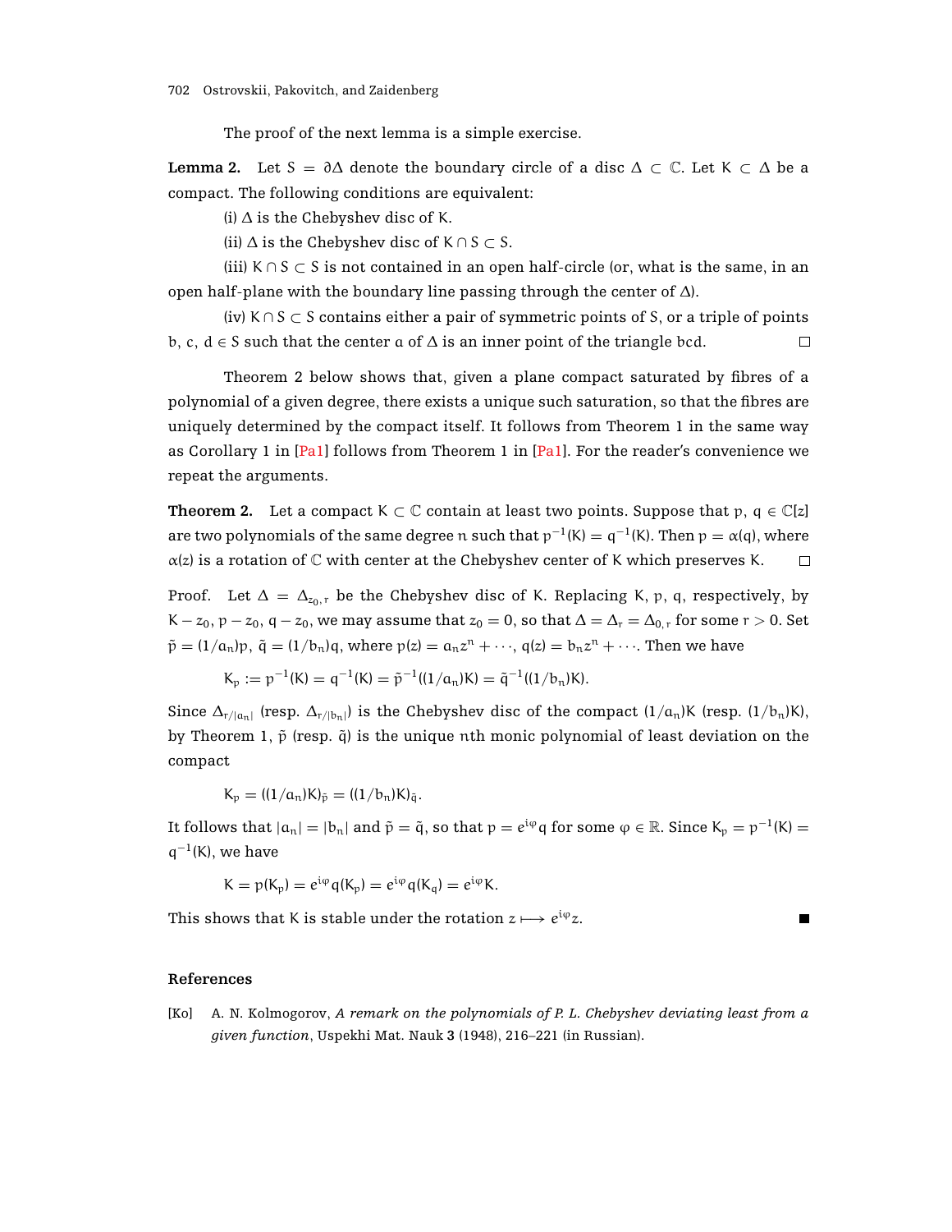The proof of the next lemma is a simple exercise.

**Lemma 2.** Let $S = \partial\Delta$ denote the boundary circle of a disc $\Delta \subset \mathbb{C}$. Let $K \subset \Delta$ be a compact. The following conditions are equivalent:

(i) $\Delta$ is the Chebyshev disc of $K$.

(ii) $\Delta$ is the Chebyshev disc of $K \cap S \subset S$.

(iii) $K \cap S \subset S$ is not contained in an open half-circle (or, what is the same, in an open half-plane with the boundary line passing through the center of $\Delta$).

(iv) $K \cap S \subset S$ contains either a pair of symmetric points of $S$, or a triple of points $b, c, d \in S$ such that the center $a$ of $\Delta$ is an inner point of the triangle $bcd$. □

Theorem 2 below shows that, given a plane compact saturated by fibres of a polynomial of a given degree, there exists a unique such saturation, so that the fibres are uniquely determined by the compact itself. It follows from Theorem 1 in the same way as Corollary 1 in [Pa1] follows from Theorem 1 in [Pa1]. For the reader's convenience we repeat the arguments.

**Theorem 2.** Let a compact $K \subset \mathbb{C}$ contain at least two points. Suppose that $p, q \in \mathbb{C}[z]$ are two polynomials of the same degree $n$ such that $p^{-1}(K) = q^{-1}(K)$. Then $p = \alpha(q)$, where $\alpha(z)$ is a rotation of $\mathbb{C}$ with center at the Chebyshev center of $K$ which preserves $K$. □

Proof. Let $\Delta = \Delta_{z_0, r}$ be the Chebyshev disc of $K$. Replacing $K, p, q$, respectively, by $K - z_0$, $p - z_0$, $q - z_0$, we may assume that $z_0 = 0$, so that $\Delta = \Delta_r = \Delta_{0,r}$ for some $r > 0$. Set $\tilde{p} = (1/a_n)p$, $\tilde{q} = (1/b_n)q$, where $p(z) = a_n z^n + \cdots$, $q(z) = b_n z^n + \cdots$. Then we have

$$K_p := p^{-1}(K) = q^{-1}(K) = \tilde{p}^{-1}((1/a_n)K) = \tilde{q}^{-1}((1/b_n)K).$$

Since $\Delta_{r/|a_n|}$ (resp. $\Delta_{r/|b_n|}$) is the Chebyshev disc of the compact $(1/a_n)K$ (resp. $(1/b_n)K$), by Theorem 1, $\tilde{p}$ (resp. $\tilde{q}$) is the unique $n$th monic polynomial of least deviation on the compact

$$K_p = ((1/a_n)K)_{\tilde{p}} = ((1/b_n)K)_{\tilde{q}}.$$

It follows that $|a_n| = |b_n|$ and $\tilde{p} = \tilde{q}$, so that $p = e^{i\varphi} q$ for some $\varphi \in \mathbb{R}$. Since $K_p = p^{-1}(K) = q^{-1}(K)$, we have

$$K = p(K_p) = e^{i\varphi} q(K_p) = e^{i\varphi} q(K_q) = e^{i\varphi} K.$$

This shows that $K$ is stable under the rotation $z \longmapsto e^{i\varphi} z$. ■

## References

[Ko] A. N. Kolmogorov, *A remark on the polynomials of P. L. Chebyshev deviating least from a given function*, Uspekhi Mat. Nauk **3** (1948), 216–221 (in Russian).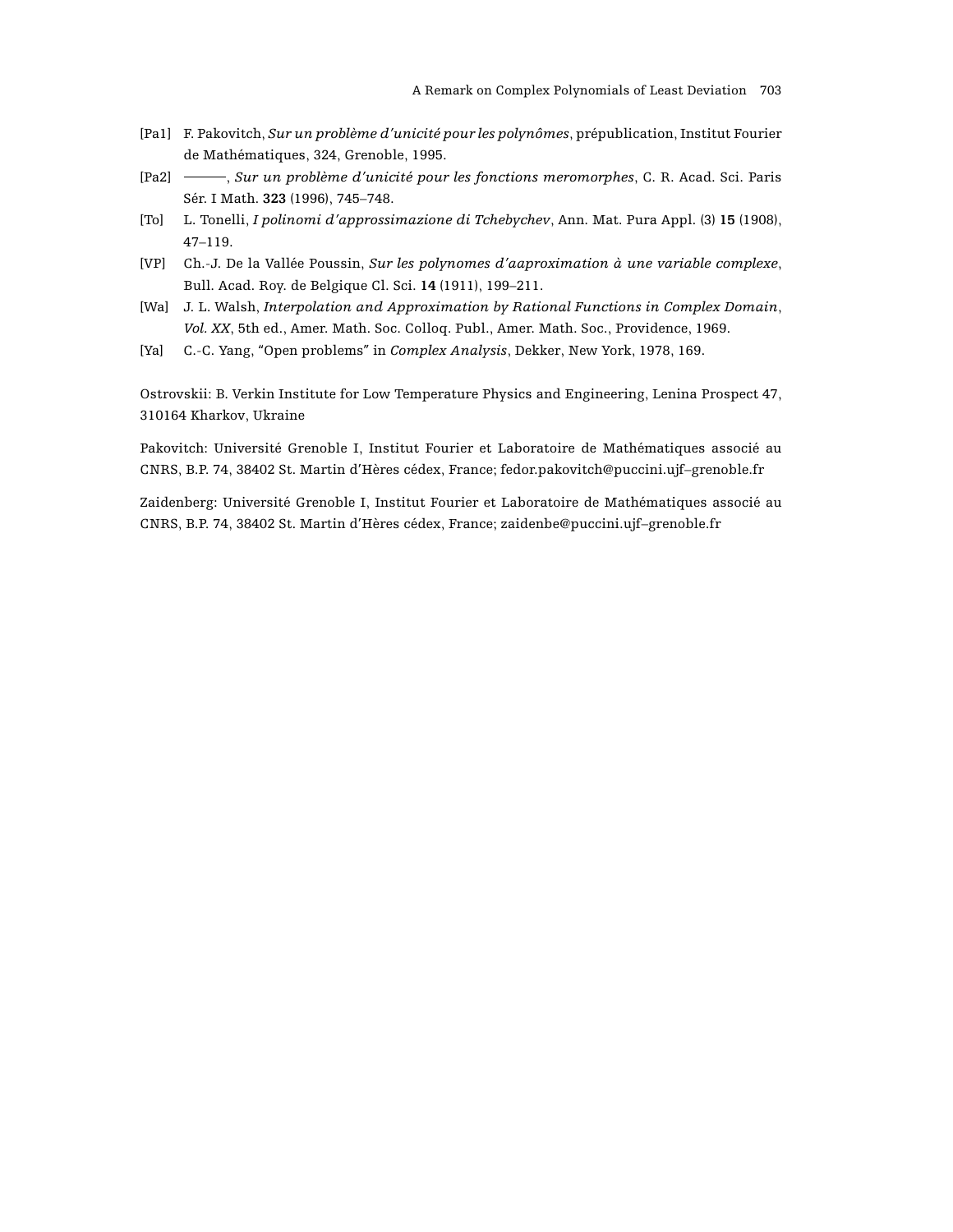[Pa1] F. Pakovitch, *Sur un problème d'unicité pour les polynômes*, prépublication, Institut Fourier de Mathématiques, 324, Grenoble, 1995.

[Pa2] ———, *Sur un problème d'unicité pour les fonctions meromorphes*, C. R. Acad. Sci. Paris Sér. I Math. **323** (1996), 745–748.

[To] L. Tonelli, *I polinomi d'approssimazione di Tchebychev*, Ann. Mat. Pura Appl. (3) **15** (1908), 47–119.

[VP] Ch.-J. De la Vallée Poussin, *Sur les polynomes d'aaproximation à une variable complexe*, Bull. Acad. Roy. de Belgique Cl. Sci. **14** (1911), 199–211.

[Wa] J. L. Walsh, *Interpolation and Approximation by Rational Functions in Complex Domain*, *Vol. XX*, 5th ed., Amer. Math. Soc. Colloq. Publ., Amer. Math. Soc., Providence, 1969.

[Ya] C.-C. Yang, "Open problems" in *Complex Analysis*, Dekker, New York, 1978, 169.

Ostrovskii: B. Verkin Institute for Low Temperature Physics and Engineering, Lenina Prospect 47, 310164 Kharkov, Ukraine

Pakovitch: Université Grenoble I, Institut Fourier et Laboratoire de Mathématiques associé au CNRS, B.P. 74, 38402 St. Martin d'Hères cédex, France; fedor.pakovitch@puccini.ujf–grenoble.fr

Zaidenberg: Université Grenoble I, Institut Fourier et Laboratoire de Mathématiques associé au CNRS, B.P. 74, 38402 St. Martin d'Hères cédex, France; zaidenbe@puccini.ujf–grenoble.fr